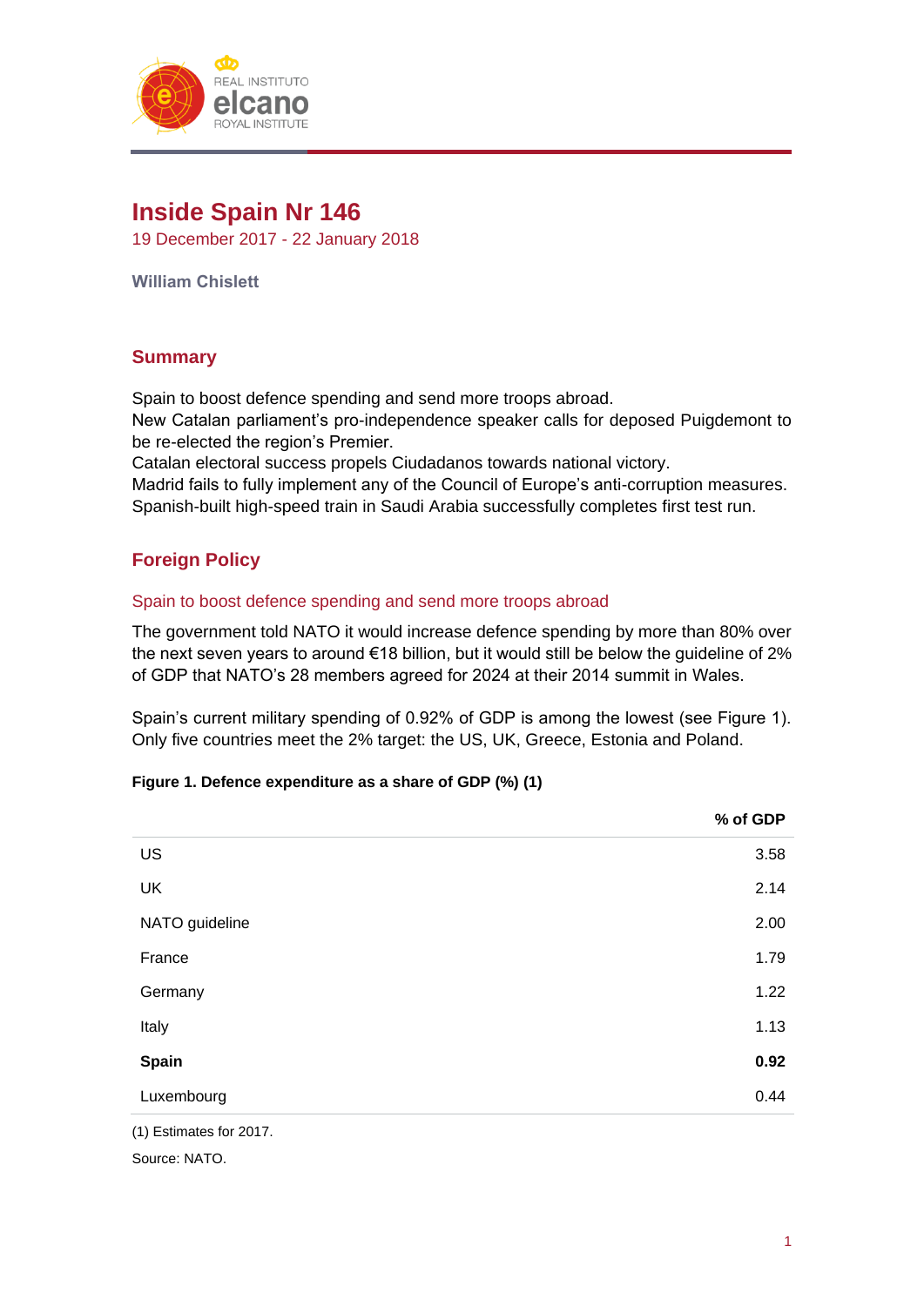REAL INSTITUTO
elcano
ROYAL INSTITUTE

# Inside Spain Nr 146

19 December 2017 - 22 January 2018

**William Chislett**

## Summary

Spain to boost defence spending and send more troops abroad.
New Catalan parliament's pro-independence speaker calls for deposed Puigdemont to be re-elected the region's Premier.
Catalan electoral success propels Ciudadanos towards national victory.
Madrid fails to fully implement any of the Council of Europe's anti-corruption measures.
Spanish-built high-speed train in Saudi Arabia successfully completes first test run.

## Foreign Policy

### Spain to boost defence spending and send more troops abroad

The government told NATO it would increase defence spending by more than 80% over the next seven years to around €18 billion, but it would still be below the guideline of 2% of GDP that NATO's 28 members agreed for 2024 at their 2014 summit in Wales.

Spain's current military spending of 0.92% of GDP is among the lowest (see Figure 1). Only five countries meet the 2% target: the US, UK, Greece, Estonia and Poland.

**Figure 1. Defence expenditure as a share of GDP (%) (1)**

| | % of GDP |
|---|---|
| US | 3.58 |
| UK | 2.14 |
| NATO guideline | 2.00 |
| France | 1.79 |
| Germany | 1.22 |
| Italy | 1.13 |
| **Spain** | **0.92** |
| Luxembourg | 0.44 |

(1) Estimates for 2017.

Source: NATO.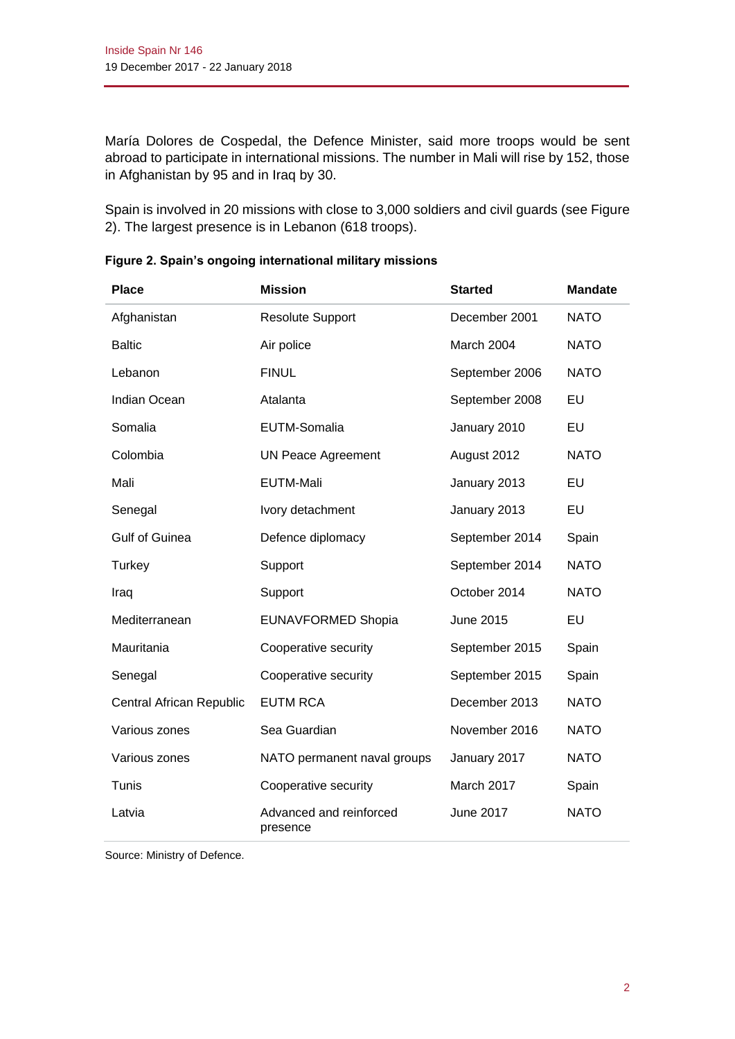María Dolores de Cospedal, the Defence Minister, said more troops would be sent abroad to participate in international missions. The number in Mali will rise by 152, those in Afghanistan by 95 and in Iraq by 30.

Spain is involved in 20 missions with close to 3,000 soldiers and civil guards (see Figure 2). The largest presence is in Lebanon (618 troops).

**Figure 2. Spain's ongoing international military missions**

| Place | Mission | Started | Mandate |
|---|---|---|---|
| Afghanistan | Resolute Support | December 2001 | NATO |
| Baltic | Air police | March 2004 | NATO |
| Lebanon | FINUL | September 2006 | NATO |
| Indian Ocean | Atalanta | September 2008 | EU |
| Somalia | EUTM-Somalia | January 2010 | EU |
| Colombia | UN Peace Agreement | August 2012 | NATO |
| Mali | EUTM-Mali | January 2013 | EU |
| Senegal | Ivory detachment | January 2013 | EU |
| Gulf of Guinea | Defence diplomacy | September 2014 | Spain |
| Turkey | Support | September 2014 | NATO |
| Iraq | Support | October 2014 | NATO |
| Mediterranean | EUNAVFORMED Shopia | June 2015 | EU |
| Mauritania | Cooperative security | September 2015 | Spain |
| Senegal | Cooperative security | September 2015 | Spain |
| Central African Republic | EUTM RCA | December 2013 | NATO |
| Various zones | Sea Guardian | November 2016 | NATO |
| Various zones | NATO permanent naval groups | January 2017 | NATO |
| Tunis | Cooperative security | March 2017 | Spain |
| Latvia | Advanced and reinforced presence | June 2017 | NATO |

Source: Ministry of Defence.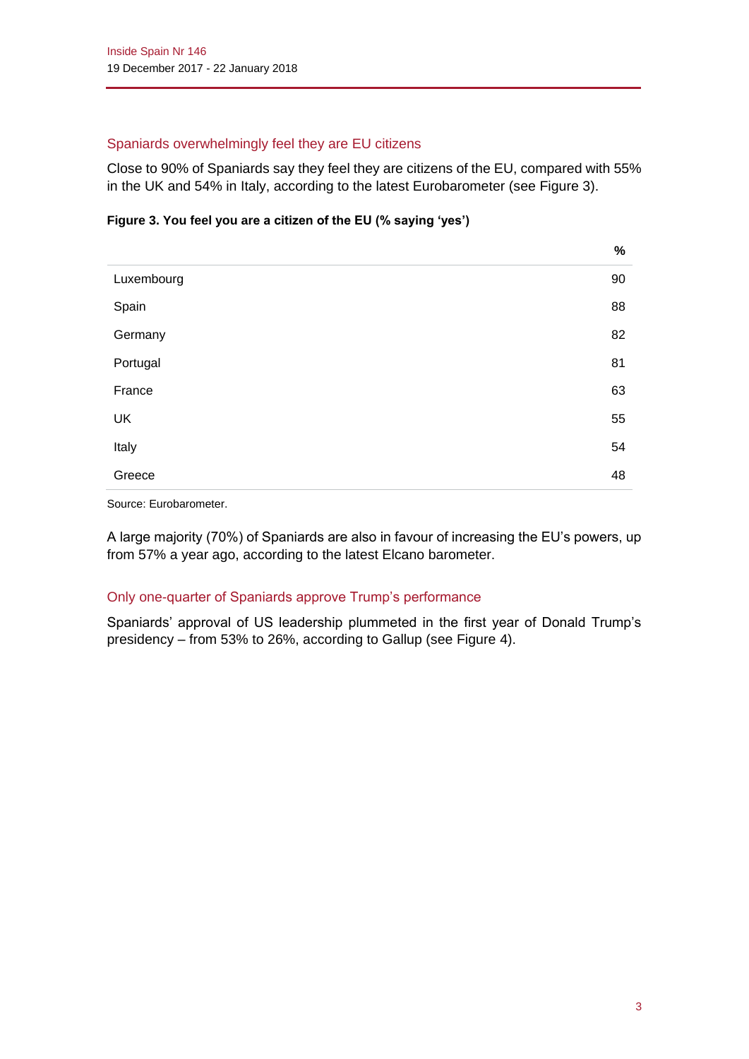## Spaniards overwhelmingly feel they are EU citizens

Close to 90% of Spaniards say they feel they are citizens of the EU, compared with 55% in the UK and 54% in Italy, according to the latest Eurobarometer (see Figure 3).

**Figure 3. You feel you are a citizen of the EU (% saying 'yes')**

| | % |
|---|---|
| Luxembourg | 90 |
| Spain | 88 |
| Germany | 82 |
| Portugal | 81 |
| France | 63 |
| UK | 55 |
| Italy | 54 |
| Greece | 48 |

Source: Eurobarometer.

A large majority (70%) of Spaniards are also in favour of increasing the EU's powers, up from 57% a year ago, according to the latest Elcano barometer.

## Only one-quarter of Spaniards approve Trump's performance

Spaniards' approval of US leadership plummeted in the first year of Donald Trump's presidency – from 53% to 26%, according to Gallup (see Figure 4).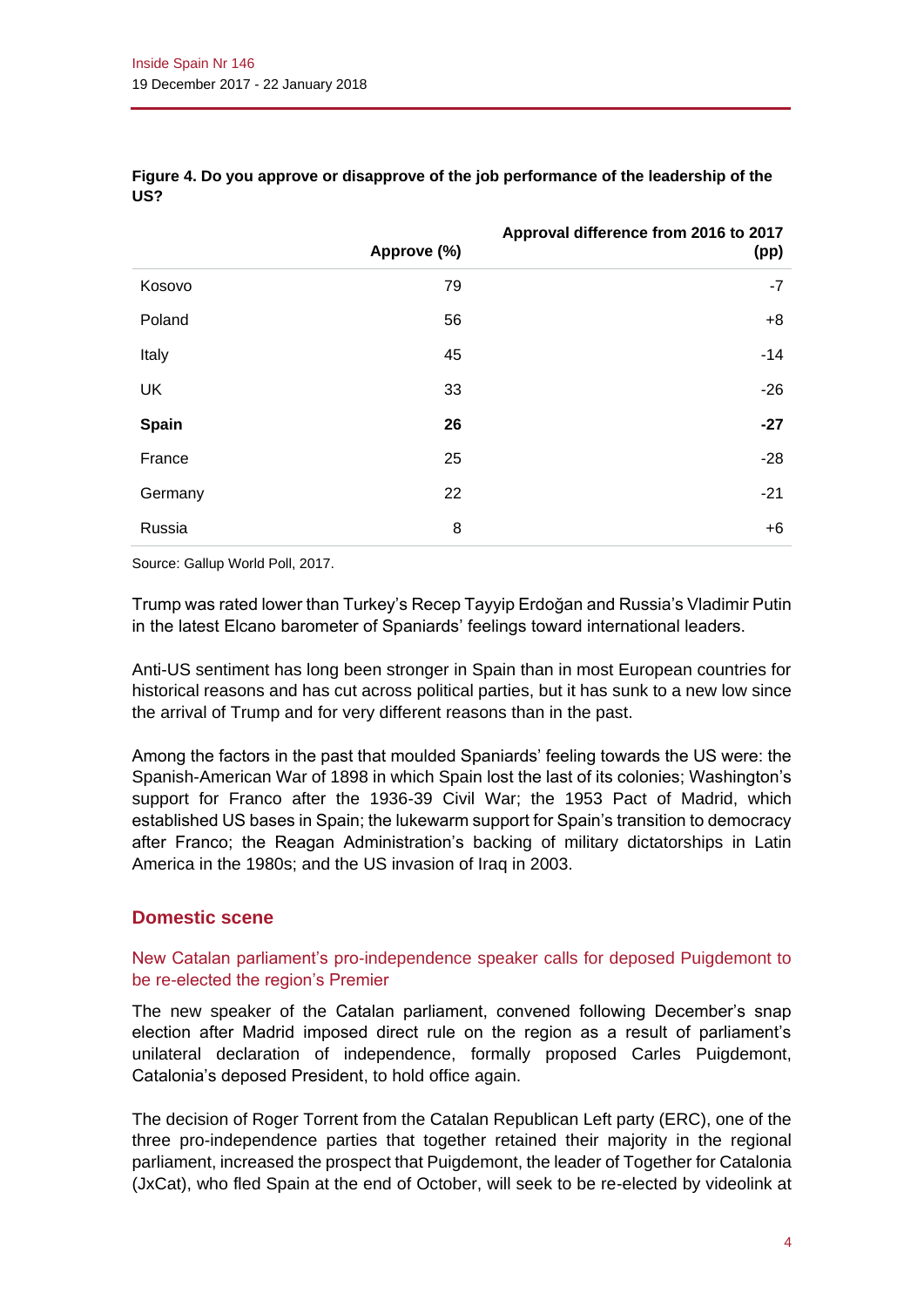**Figure 4. Do you approve or disapprove of the job performance of the leadership of the US?**

| | Approve (%) | Approval difference from 2016 to 2017 (pp) |
|---|---|---|
| Kosovo | 79 | -7 |
| Poland | 56 | +8 |
| Italy | 45 | -14 |
| UK | 33 | -26 |
| **Spain** | **26** | **-27** |
| France | 25 | -28 |
| Germany | 22 | -21 |
| Russia | 8 | +6 |

Source: Gallup World Poll, 2017.

Trump was rated lower than Turkey's Recep Tayyip Erdoğan and Russia's Vladimir Putin in the latest Elcano barometer of Spaniards' feelings toward international leaders.

Anti-US sentiment has long been stronger in Spain than in most European countries for historical reasons and has cut across political parties, but it has sunk to a new low since the arrival of Trump and for very different reasons than in the past.

Among the factors in the past that moulded Spaniards' feeling towards the US were: the Spanish-American War of 1898 in which Spain lost the last of its colonies; Washington's support for Franco after the 1936-39 Civil War; the 1953 Pact of Madrid, which established US bases in Spain; the lukewarm support for Spain's transition to democracy after Franco; the Reagan Administration's backing of military dictatorships in Latin America in the 1980s; and the US invasion of Iraq in 2003.

## Domestic scene

### New Catalan parliament's pro-independence speaker calls for deposed Puigdemont to be re-elected the region's Premier

The new speaker of the Catalan parliament, convened following December's snap election after Madrid imposed direct rule on the region as a result of parliament's unilateral declaration of independence, formally proposed Carles Puigdemont, Catalonia's deposed President, to hold office again.

The decision of Roger Torrent from the Catalan Republican Left party (ERC), one of the three pro-independence parties that together retained their majority in the regional parliament, increased the prospect that Puigdemont, the leader of Together for Catalonia (JxCat), who fled Spain at the end of October, will seek to be re-elected by videolink at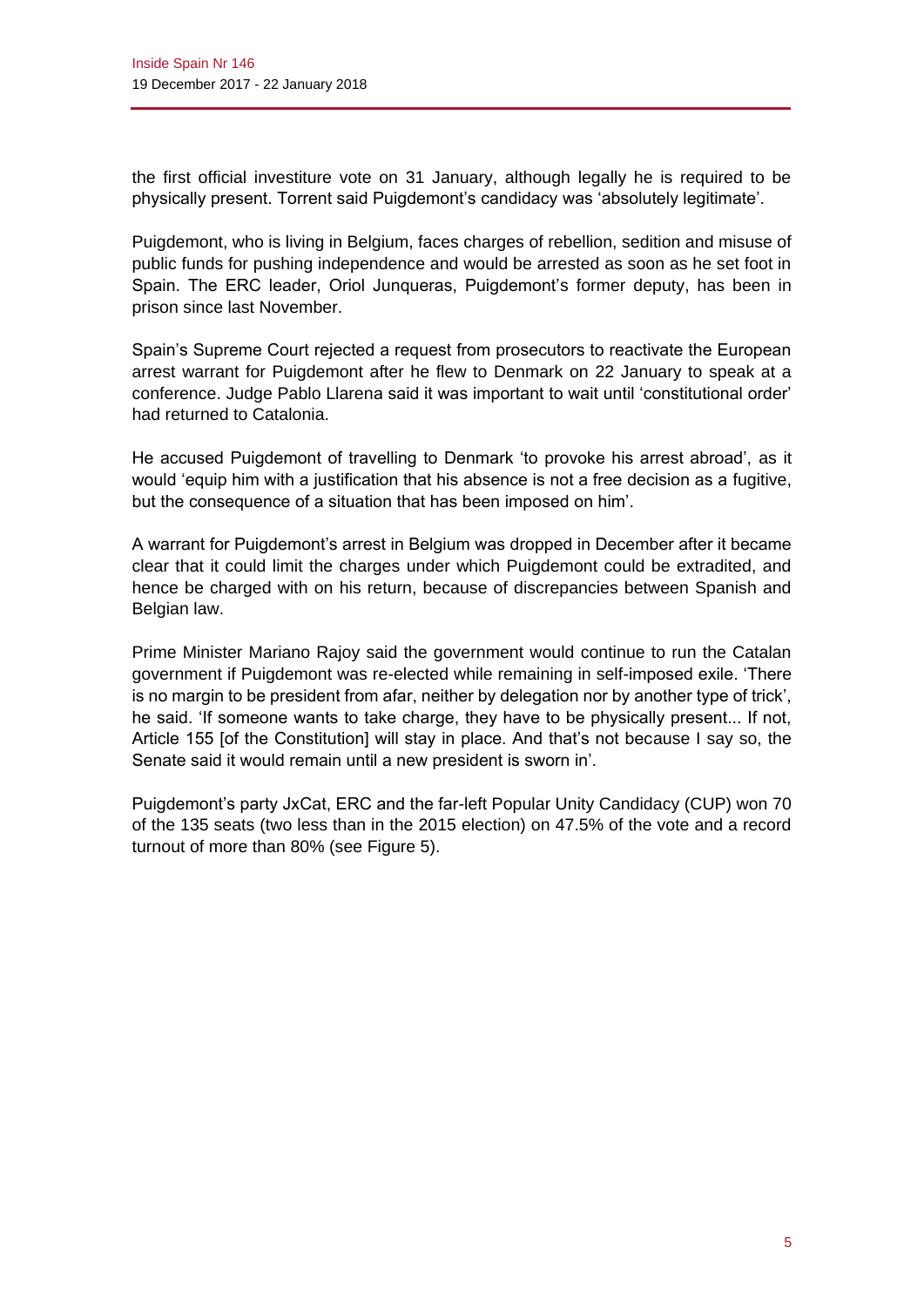the first official investiture vote on 31 January, although legally he is required to be physically present. Torrent said Puigdemont's candidacy was 'absolutely legitimate'.

Puigdemont, who is living in Belgium, faces charges of rebellion, sedition and misuse of public funds for pushing independence and would be arrested as soon as he set foot in Spain. The ERC leader, Oriol Junqueras, Puigdemont's former deputy, has been in prison since last November.

Spain's Supreme Court rejected a request from prosecutors to reactivate the European arrest warrant for Puigdemont after he flew to Denmark on 22 January to speak at a conference. Judge Pablo Llarena said it was important to wait until 'constitutional order' had returned to Catalonia.

He accused Puigdemont of travelling to Denmark 'to provoke his arrest abroad', as it would 'equip him with a justification that his absence is not a free decision as a fugitive, but the consequence of a situation that has been imposed on him'.

A warrant for Puigdemont's arrest in Belgium was dropped in December after it became clear that it could limit the charges under which Puigdemont could be extradited, and hence be charged with on his return, because of discrepancies between Spanish and Belgian law.

Prime Minister Mariano Rajoy said the government would continue to run the Catalan government if Puigdemont was re-elected while remaining in self-imposed exile. 'There is no margin to be president from afar, neither by delegation nor by another type of trick', he said. 'If someone wants to take charge, they have to be physically present... If not, Article 155 [of the Constitution] will stay in place. And that's not because I say so, the Senate said it would remain until a new president is sworn in'.

Puigdemont's party JxCat, ERC and the far-left Popular Unity Candidacy (CUP) won 70 of the 135 seats (two less than in the 2015 election) on 47.5% of the vote and a record turnout of more than 80% (see Figure 5).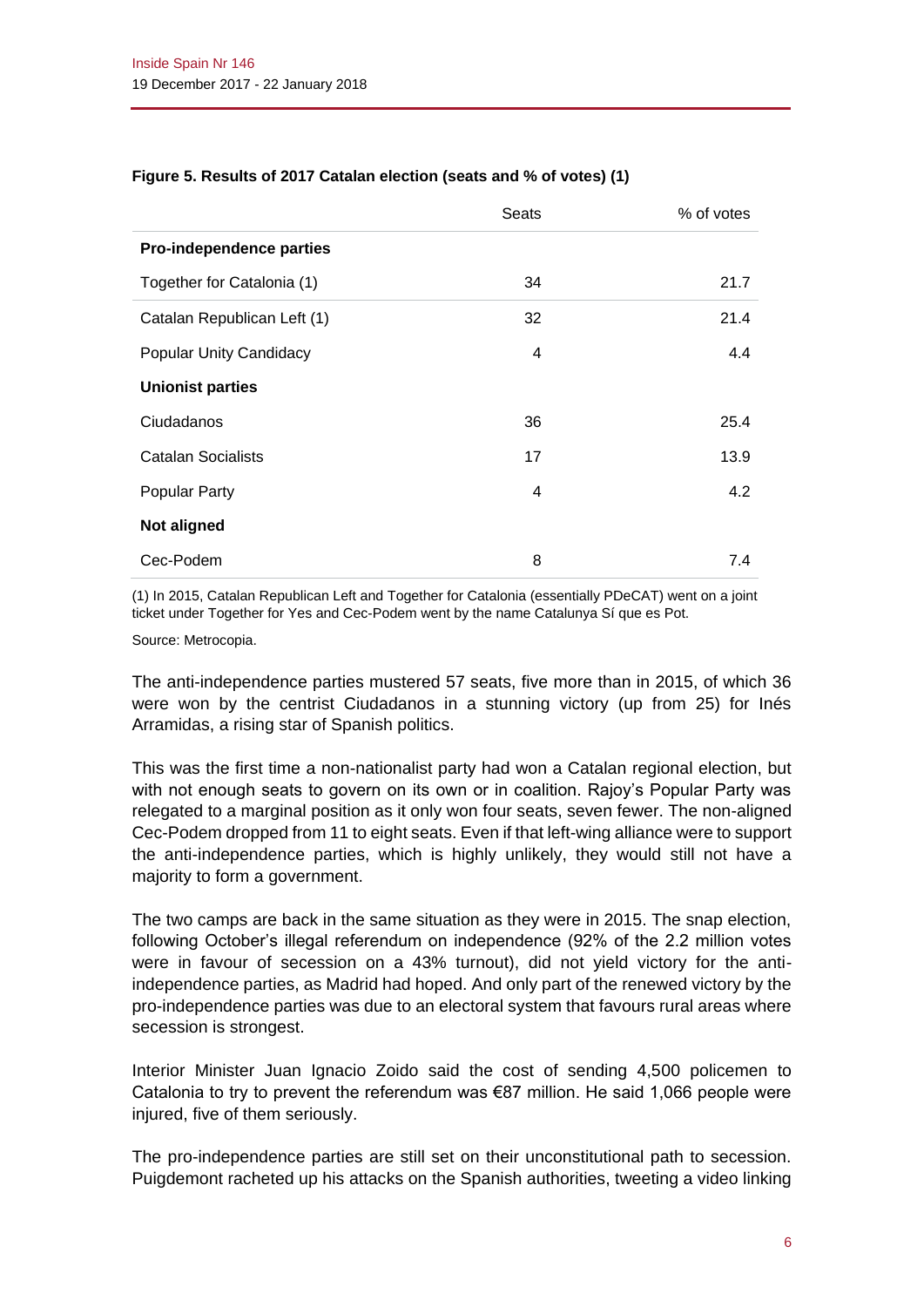**Figure 5. Results of 2017 Catalan election (seats and % of votes) (1)**

| | Seats | % of votes |
|---|---|---|
| **Pro-independence parties** | | |
| Together for Catalonia (1) | 34 | 21.7 |
| Catalan Republican Left (1) | 32 | 21.4 |
| Popular Unity Candidacy | 4 | 4.4 |
| **Unionist parties** | | |
| Ciudadanos | 36 | 25.4 |
| Catalan Socialists | 17 | 13.9 |
| Popular Party | 4 | 4.2 |
| **Not aligned** | | |
| Cec-Podem | 8 | 7.4 |

(1) In 2015, Catalan Republican Left and Together for Catalonia (essentially PDeCAT) went on a joint ticket under Together for Yes and Cec-Podem went by the name Catalunya Sí que es Pot.

Source: Metrocopia.

The anti-independence parties mustered 57 seats, five more than in 2015, of which 36 were won by the centrist Ciudadanos in a stunning victory (up from 25) for Inés Arramidas, a rising star of Spanish politics.

This was the first time a non-nationalist party had won a Catalan regional election, but with not enough seats to govern on its own or in coalition. Rajoy's Popular Party was relegated to a marginal position as it only won four seats, seven fewer. The non-aligned Cec-Podem dropped from 11 to eight seats. Even if that left-wing alliance were to support the anti-independence parties, which is highly unlikely, they would still not have a majority to form a government.

The two camps are back in the same situation as they were in 2015. The snap election, following October's illegal referendum on independence (92% of the 2.2 million votes were in favour of secession on a 43% turnout), did not yield victory for the anti-independence parties, as Madrid had hoped. And only part of the renewed victory by the pro-independence parties was due to an electoral system that favours rural areas where secession is strongest.

Interior Minister Juan Ignacio Zoido said the cost of sending 4,500 policemen to Catalonia to try to prevent the referendum was €87 million. He said 1,066 people were injured, five of them seriously.

The pro-independence parties are still set on their unconstitutional path to secession. Puigdemont racheted up his attacks on the Spanish authorities, tweeting a video linking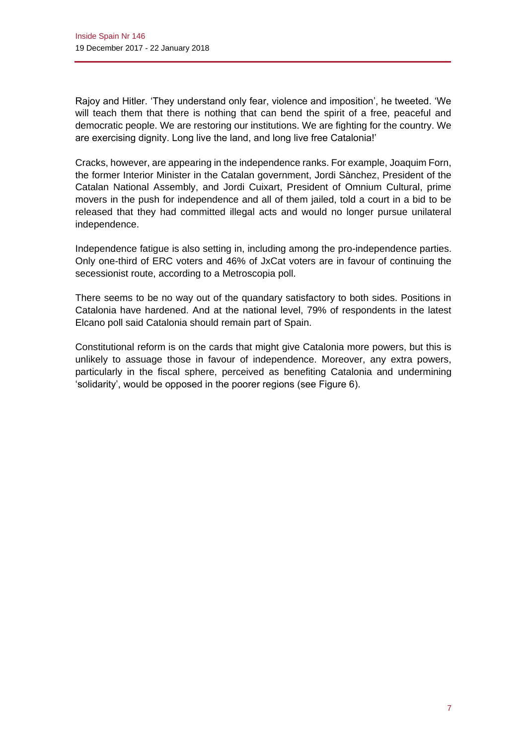Rajoy and Hitler. 'They understand only fear, violence and imposition', he tweeted. 'We will teach them that there is nothing that can bend the spirit of a free, peaceful and democratic people. We are restoring our institutions. We are fighting for the country. We are exercising dignity. Long live the land, and long live free Catalonia!'

Cracks, however, are appearing in the independence ranks. For example, Joaquim Forn, the former Interior Minister in the Catalan government, Jordi Sànchez, President of the Catalan National Assembly, and Jordi Cuixart, President of Omnium Cultural, prime movers in the push for independence and all of them jailed, told a court in a bid to be released that they had committed illegal acts and would no longer pursue unilateral independence.

Independence fatigue is also setting in, including among the pro-independence parties. Only one-third of ERC voters and 46% of JxCat voters are in favour of continuing the secessionist route, according to a Metroscopia poll.

There seems to be no way out of the quandary satisfactory to both sides. Positions in Catalonia have hardened. And at the national level, 79% of respondents in the latest Elcano poll said Catalonia should remain part of Spain.

Constitutional reform is on the cards that might give Catalonia more powers, but this is unlikely to assuage those in favour of independence. Moreover, any extra powers, particularly in the fiscal sphere, perceived as benefiting Catalonia and undermining 'solidarity', would be opposed in the poorer regions (see Figure 6).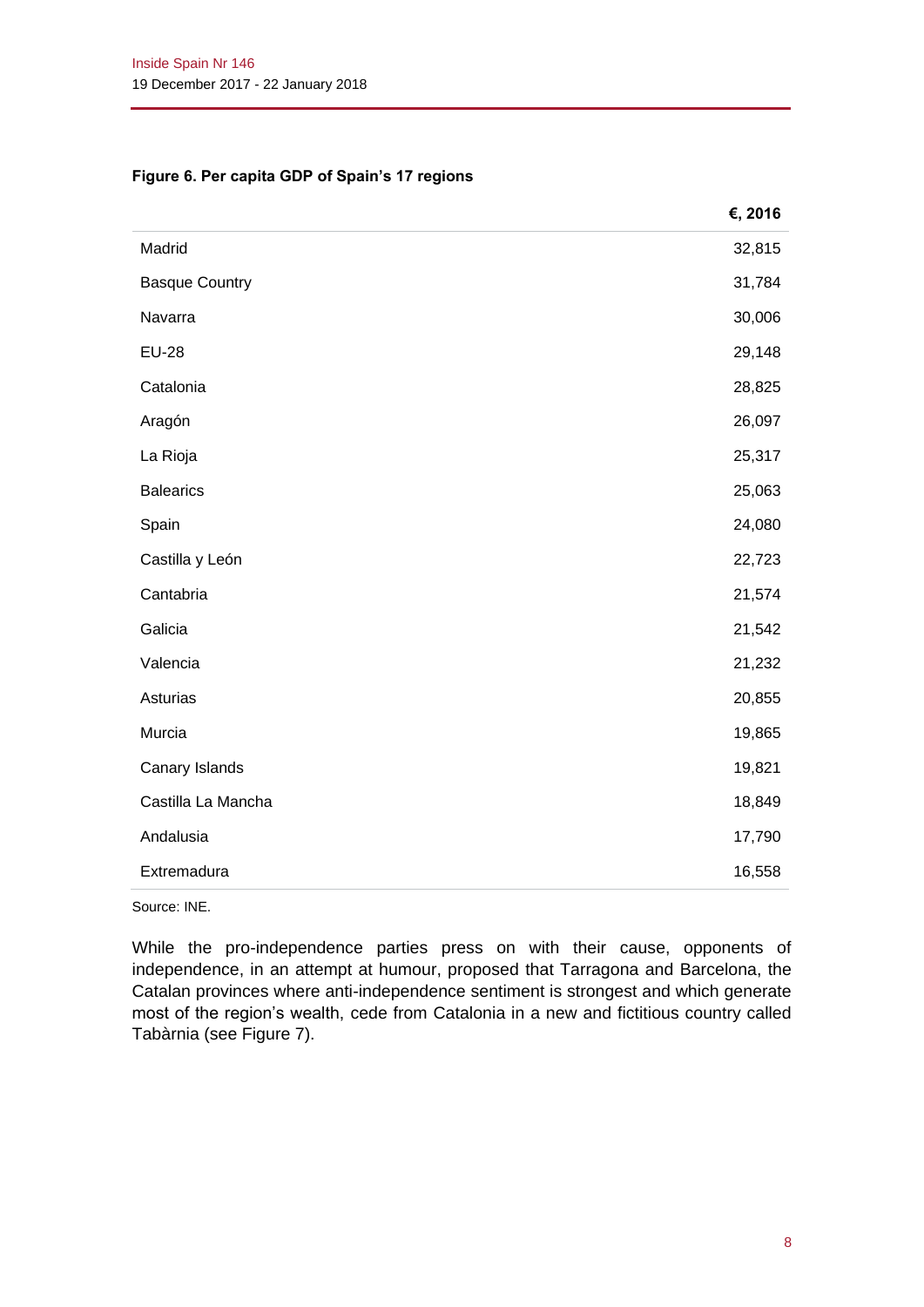**Figure 6. Per capita GDP of Spain's 17 regions**

| | €, 2016 |
|---|---|
| Madrid | 32,815 |
| Basque Country | 31,784 |
| Navarra | 30,006 |
| EU-28 | 29,148 |
| Catalonia | 28,825 |
| Aragón | 26,097 |
| La Rioja | 25,317 |
| Balearics | 25,063 |
| Spain | 24,080 |
| Castilla y León | 22,723 |
| Cantabria | 21,574 |
| Galicia | 21,542 |
| Valencia | 21,232 |
| Asturias | 20,855 |
| Murcia | 19,865 |
| Canary Islands | 19,821 |
| Castilla La Mancha | 18,849 |
| Andalusia | 17,790 |
| Extremadura | 16,558 |

Source: INE.

While the pro-independence parties press on with their cause, opponents of independence, in an attempt at humour, proposed that Tarragona and Barcelona, the Catalan provinces where anti-independence sentiment is strongest and which generate most of the region's wealth, cede from Catalonia in a new and fictitious country called Tabàrnia (see Figure 7).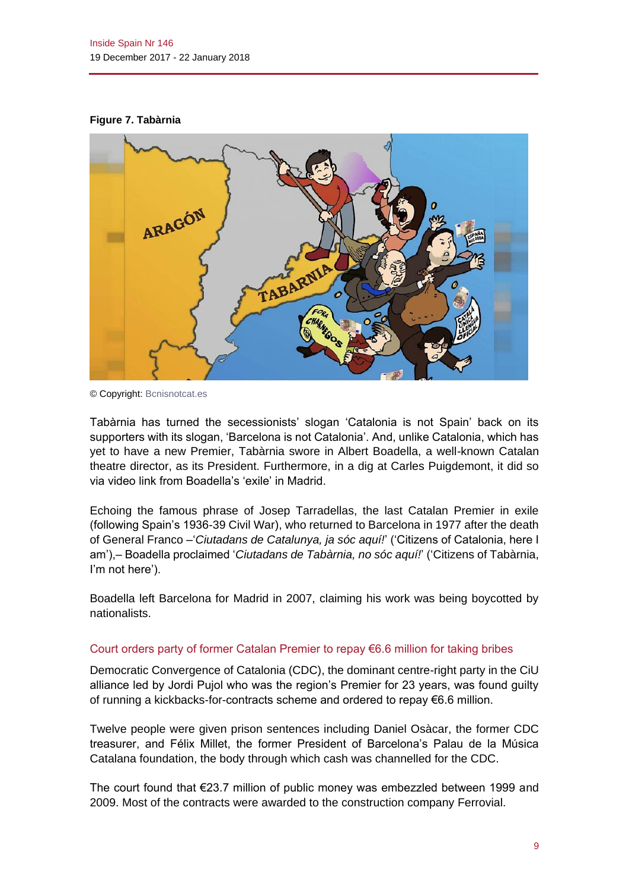**Figure 7. Tabàrnia**

© Copyright: Bcnisnotcat.es

Tabàrnia has turned the secessionists' slogan 'Catalonia is not Spain' back on its supporters with its slogan, 'Barcelona is not Catalonia'. And, unlike Catalonia, which has yet to have a new Premier, Tabàrnia swore in Albert Boadella, a well-known Catalan theatre director, as its President. Furthermore, in a dig at Carles Puigdemont, it did so via video link from Boadella's 'exile' in Madrid.

Echoing the famous phrase of Josep Tarradellas, the last Catalan Premier in exile (following Spain's 1936-39 Civil War), who returned to Barcelona in 1977 after the death of General Franco –'*Ciutadans de Catalunya, ja sóc aquí!*' ('Citizens of Catalonia, here I am'),– Boadella proclaimed '*Ciutadans de Tabàrnia, no sóc aquí!*' ('Citizens of Tabàrnia, I'm not here').

Boadella left Barcelona for Madrid in 2007, claiming his work was being boycotted by nationalists.

### Court orders party of former Catalan Premier to repay €6.6 million for taking bribes

Democratic Convergence of Catalonia (CDC), the dominant centre-right party in the CiU alliance led by Jordi Pujol who was the region's Premier for 23 years, was found guilty of running a kickbacks-for-contracts scheme and ordered to repay €6.6 million.

Twelve people were given prison sentences including Daniel Osàcar, the former CDC treasurer, and Félix Millet, the former President of Barcelona's Palau de la Música Catalana foundation, the body through which cash was channelled for the CDC.

The court found that €23.7 million of public money was embezzled between 1999 and 2009. Most of the contracts were awarded to the construction company Ferrovial.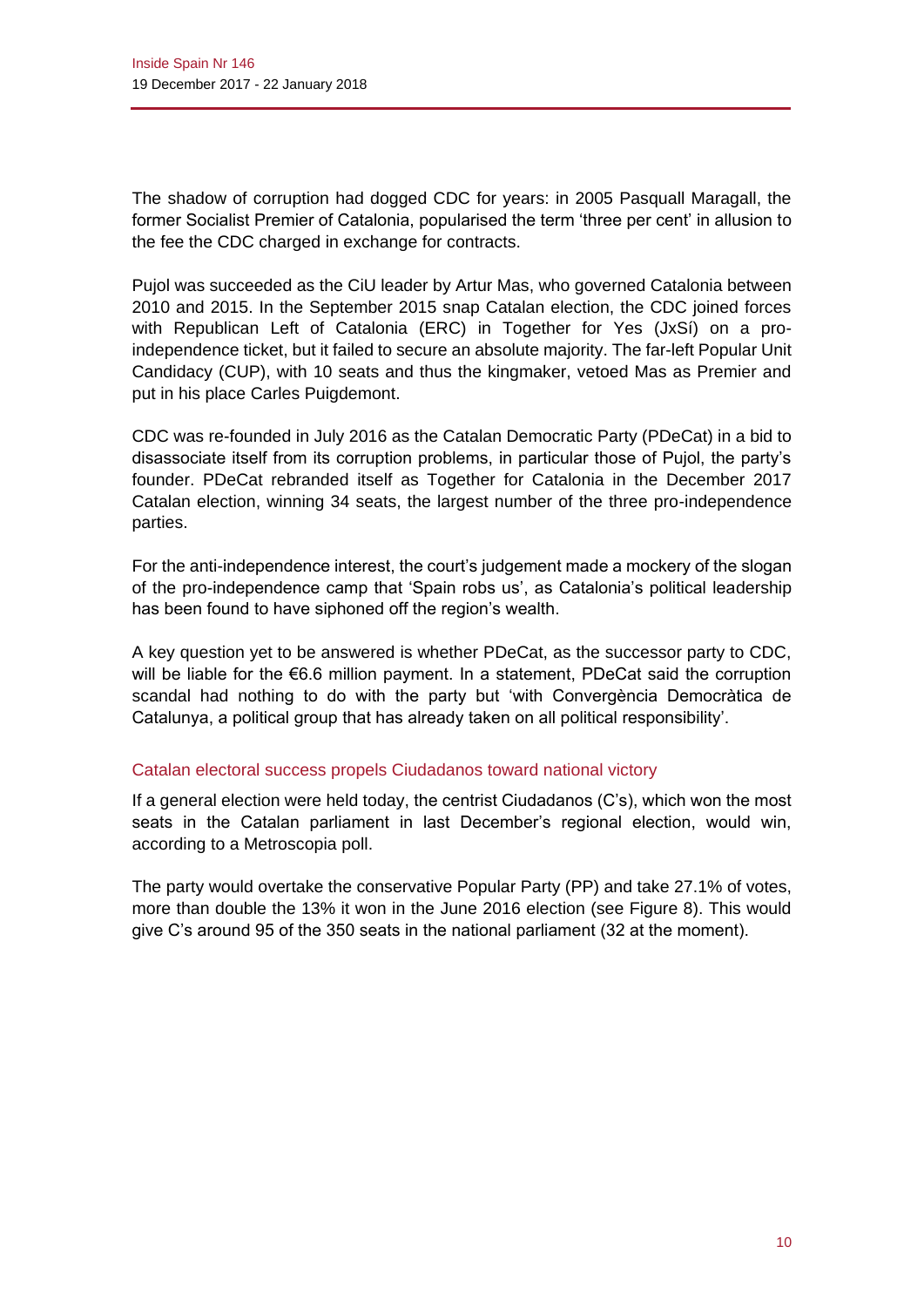The shadow of corruption had dogged CDC for years: in 2005 Pasquall Maragall, the former Socialist Premier of Catalonia, popularised the term 'three per cent' in allusion to the fee the CDC charged in exchange for contracts.

Pujol was succeeded as the CiU leader by Artur Mas, who governed Catalonia between 2010 and 2015. In the September 2015 snap Catalan election, the CDC joined forces with Republican Left of Catalonia (ERC) in Together for Yes (JxSí) on a pro-independence ticket, but it failed to secure an absolute majority. The far-left Popular Unit Candidacy (CUP), with 10 seats and thus the kingmaker, vetoed Mas as Premier and put in his place Carles Puigdemont.

CDC was re-founded in July 2016 as the Catalan Democratic Party (PDeCat) in a bid to disassociate itself from its corruption problems, in particular those of Pujol, the party's founder. PDeCat rebranded itself as Together for Catalonia in the December 2017 Catalan election, winning 34 seats, the largest number of the three pro-independence parties.

For the anti-independence interest, the court's judgement made a mockery of the slogan of the pro-independence camp that 'Spain robs us', as Catalonia's political leadership has been found to have siphoned off the region's wealth.

A key question yet to be answered is whether PDeCat, as the successor party to CDC, will be liable for the €6.6 million payment. In a statement, PDeCat said the corruption scandal had nothing to do with the party but 'with Convergència Democràtica de Catalunya, a political group that has already taken on all political responsibility'.

## Catalan electoral success propels Ciudadanos toward national victory

If a general election were held today, the centrist Ciudadanos (C's), which won the most seats in the Catalan parliament in last December's regional election, would win, according to a Metroscopia poll.

The party would overtake the conservative Popular Party (PP) and take 27.1% of votes, more than double the 13% it won in the June 2016 election (see Figure 8). This would give C's around 95 of the 350 seats in the national parliament (32 at the moment).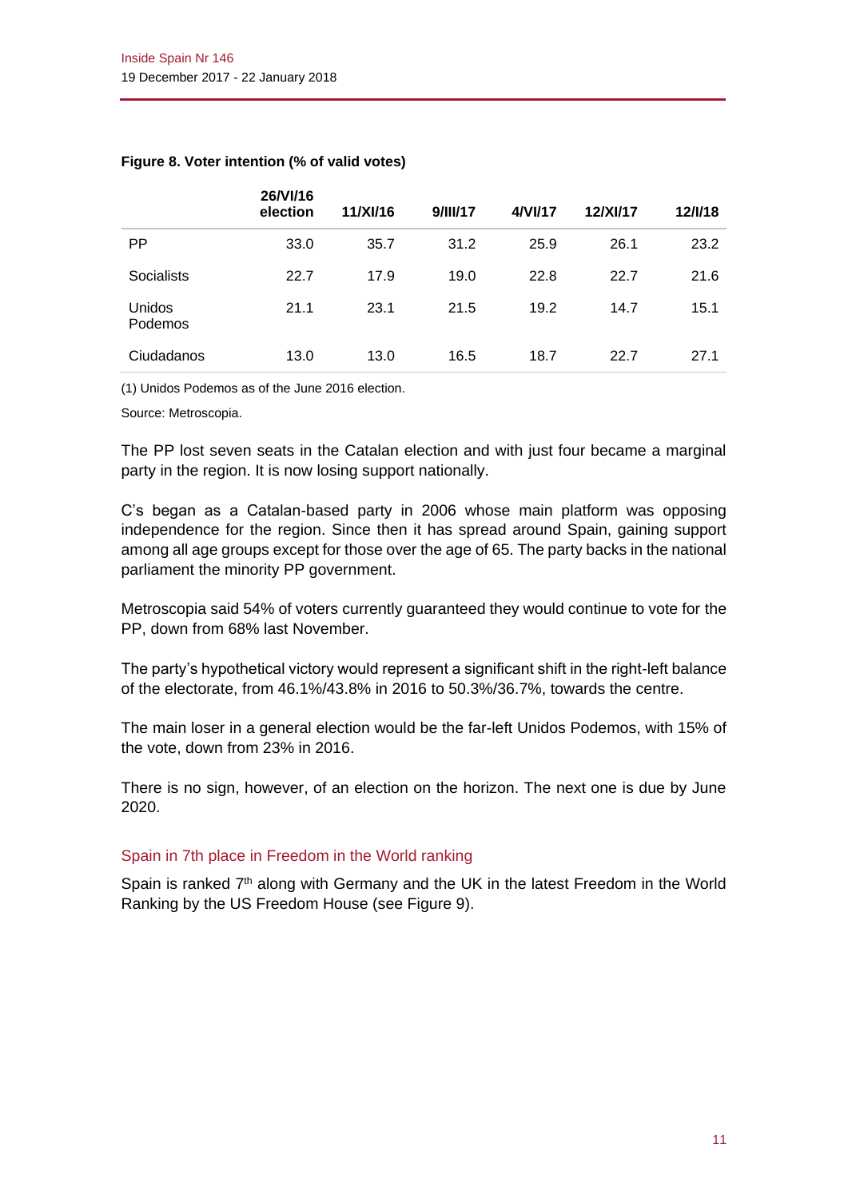**Figure 8. Voter intention (% of valid votes)**

| | 26/VI/16 election | 11/XI/16 | 9/III/17 | 4/VI/17 | 12/XI/17 | 12/I/18 |
|---|---|---|---|---|---|---|
| PP | 33.0 | 35.7 | 31.2 | 25.9 | 26.1 | 23.2 |
| Socialists | 22.7 | 17.9 | 19.0 | 22.8 | 22.7 | 21.6 |
| Unidos Podemos | 21.1 | 23.1 | 21.5 | 19.2 | 14.7 | 15.1 |
| Ciudadanos | 13.0 | 13.0 | 16.5 | 18.7 | 22.7 | 27.1 |

(1) Unidos Podemos as of the June 2016 election.

Source: Metroscopia.

The PP lost seven seats in the Catalan election and with just four became a marginal party in the region. It is now losing support nationally.

C's began as a Catalan-based party in 2006 whose main platform was opposing independence for the region. Since then it has spread around Spain, gaining support among all age groups except for those over the age of 65. The party backs in the national parliament the minority PP government.

Metroscopia said 54% of voters currently guaranteed they would continue to vote for the PP, down from 68% last November.

The party's hypothetical victory would represent a significant shift in the right-left balance of the electorate, from 46.1%/43.8% in 2016 to 50.3%/36.7%, towards the centre.

The main loser in a general election would be the far-left Unidos Podemos, with 15% of the vote, down from 23% in 2016.

There is no sign, however, of an election on the horizon. The next one is due by June 2020.

## Spain in 7th place in Freedom in the World ranking

Spain is ranked 7th along with Germany and the UK in the latest Freedom in the World Ranking by the US Freedom House (see Figure 9).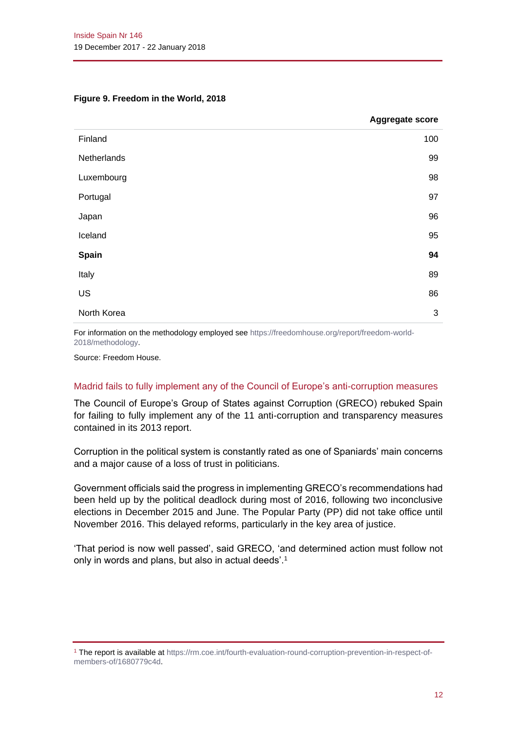**Figure 9. Freedom in the World, 2018**

| | Aggregate score |
|---|---|
| Finland | 100 |
| Netherlands | 99 |
| Luxembourg | 98 |
| Portugal | 97 |
| Japan | 96 |
| Iceland | 95 |
| **Spain** | **94** |
| Italy | 89 |
| US | 86 |
| North Korea | 3 |

For information on the methodology employed see https://freedomhouse.org/report/freedom-world-2018/methodology.

Source: Freedom House.

## Madrid fails to fully implement any of the Council of Europe's anti-corruption measures

The Council of Europe's Group of States against Corruption (GRECO) rebuked Spain for failing to fully implement any of the 11 anti-corruption and transparency measures contained in its 2013 report.

Corruption in the political system is constantly rated as one of Spaniards' main concerns and a major cause of a loss of trust in politicians.

Government officials said the progress in implementing GRECO's recommendations had been held up by the political deadlock during most of 2016, following two inconclusive elections in December 2015 and June. The Popular Party (PP) did not take office until November 2016. This delayed reforms, particularly in the key area of justice.

'That period is now well passed', said GRECO, 'and determined action must follow not only in words and plans, but also in actual deeds'.[1]

[1] The report is available at https://rm.coe.int/fourth-evaluation-round-corruption-prevention-in-respect-of-members-of/1680779c4d.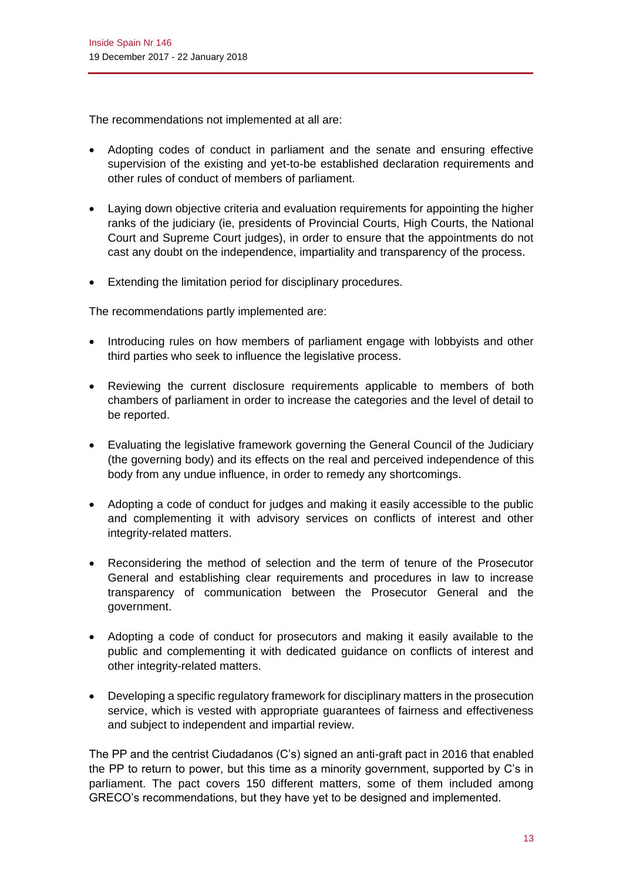The recommendations not implemented at all are:

- Adopting codes of conduct in parliament and the senate and ensuring effective supervision of the existing and yet-to-be established declaration requirements and other rules of conduct of members of parliament.
- Laying down objective criteria and evaluation requirements for appointing the higher ranks of the judiciary (ie, presidents of Provincial Courts, High Courts, the National Court and Supreme Court judges), in order to ensure that the appointments do not cast any doubt on the independence, impartiality and transparency of the process.
- Extending the limitation period for disciplinary procedures.

The recommendations partly implemented are:

- Introducing rules on how members of parliament engage with lobbyists and other third parties who seek to influence the legislative process.
- Reviewing the current disclosure requirements applicable to members of both chambers of parliament in order to increase the categories and the level of detail to be reported.
- Evaluating the legislative framework governing the General Council of the Judiciary (the governing body) and its effects on the real and perceived independence of this body from any undue influence, in order to remedy any shortcomings.
- Adopting a code of conduct for judges and making it easily accessible to the public and complementing it with advisory services on conflicts of interest and other integrity-related matters.
- Reconsidering the method of selection and the term of tenure of the Prosecutor General and establishing clear requirements and procedures in law to increase transparency of communication between the Prosecutor General and the government.
- Adopting a code of conduct for prosecutors and making it easily available to the public and complementing it with dedicated guidance on conflicts of interest and other integrity-related matters.
- Developing a specific regulatory framework for disciplinary matters in the prosecution service, which is vested with appropriate guarantees of fairness and effectiveness and subject to independent and impartial review.

The PP and the centrist Ciudadanos (C's) signed an anti-graft pact in 2016 that enabled the PP to return to power, but this time as a minority government, supported by C's in parliament. The pact covers 150 different matters, some of them included among GRECO's recommendations, but they have yet to be designed and implemented.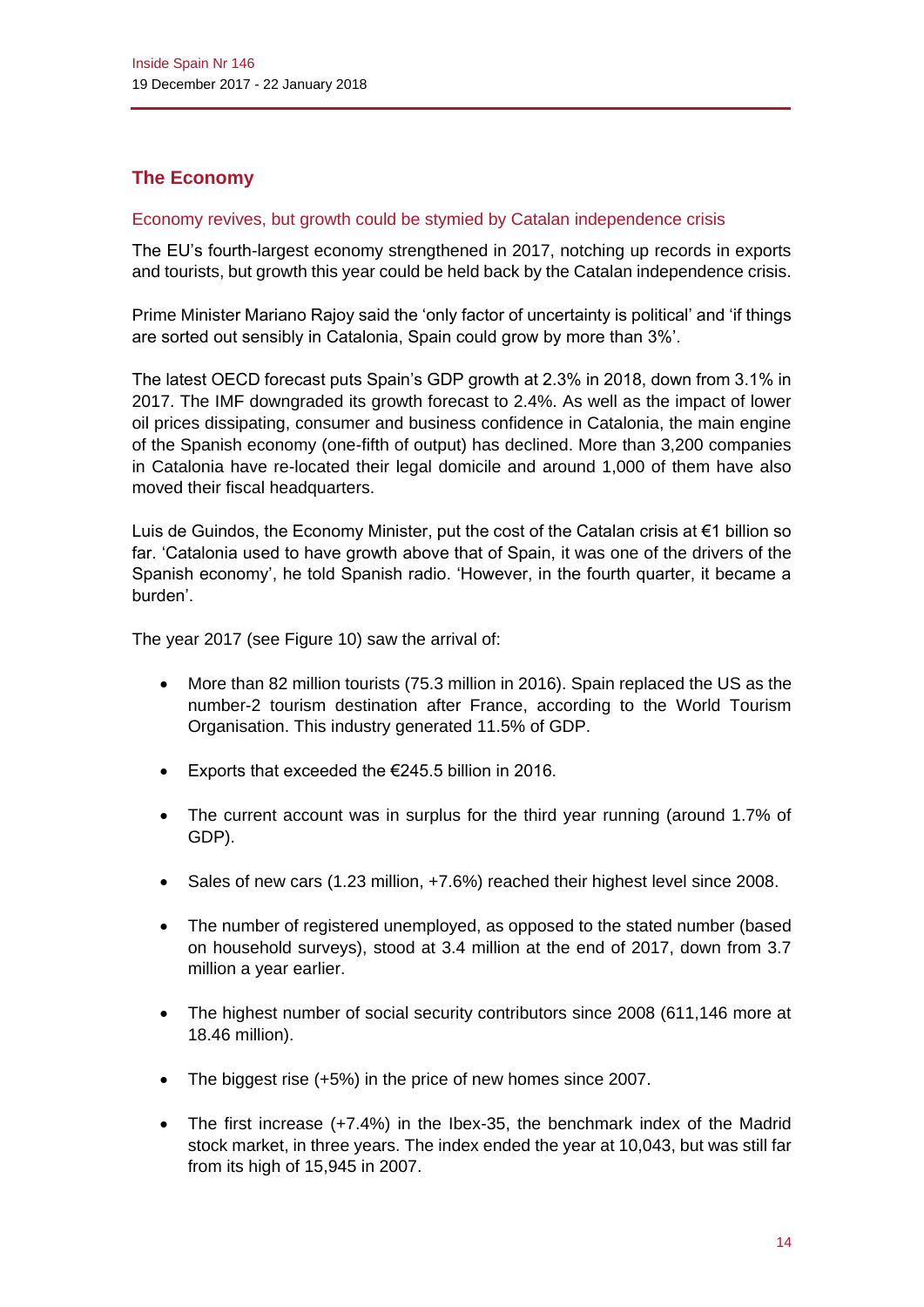## The Economy

### Economy revives, but growth could be stymied by Catalan independence crisis

The EU's fourth-largest economy strengthened in 2017, notching up records in exports and tourists, but growth this year could be held back by the Catalan independence crisis.

Prime Minister Mariano Rajoy said the 'only factor of uncertainty is political' and 'if things are sorted out sensibly in Catalonia, Spain could grow by more than 3%'.

The latest OECD forecast puts Spain's GDP growth at 2.3% in 2018, down from 3.1% in 2017. The IMF downgraded its growth forecast to 2.4%. As well as the impact of lower oil prices dissipating, consumer and business confidence in Catalonia, the main engine of the Spanish economy (one-fifth of output) has declined. More than 3,200 companies in Catalonia have re-located their legal domicile and around 1,000 of them have also moved their fiscal headquarters.

Luis de Guindos, the Economy Minister, put the cost of the Catalan crisis at €1 billion so far. 'Catalonia used to have growth above that of Spain, it was one of the drivers of the Spanish economy', he told Spanish radio. 'However, in the fourth quarter, it became a burden'.

The year 2017 (see Figure 10) saw the arrival of:

- More than 82 million tourists (75.3 million in 2016). Spain replaced the US as the number-2 tourism destination after France, according to the World Tourism Organisation. This industry generated 11.5% of GDP.
- Exports that exceeded the €245.5 billion in 2016.
- The current account was in surplus for the third year running (around 1.7% of GDP).
- Sales of new cars (1.23 million, +7.6%) reached their highest level since 2008.
- The number of registered unemployed, as opposed to the stated number (based on household surveys), stood at 3.4 million at the end of 2017, down from 3.7 million a year earlier.
- The highest number of social security contributors since 2008 (611,146 more at 18.46 million).
- The biggest rise (+5%) in the price of new homes since 2007.
- The first increase (+7.4%) in the Ibex-35, the benchmark index of the Madrid stock market, in three years. The index ended the year at 10,043, but was still far from its high of 15,945 in 2007.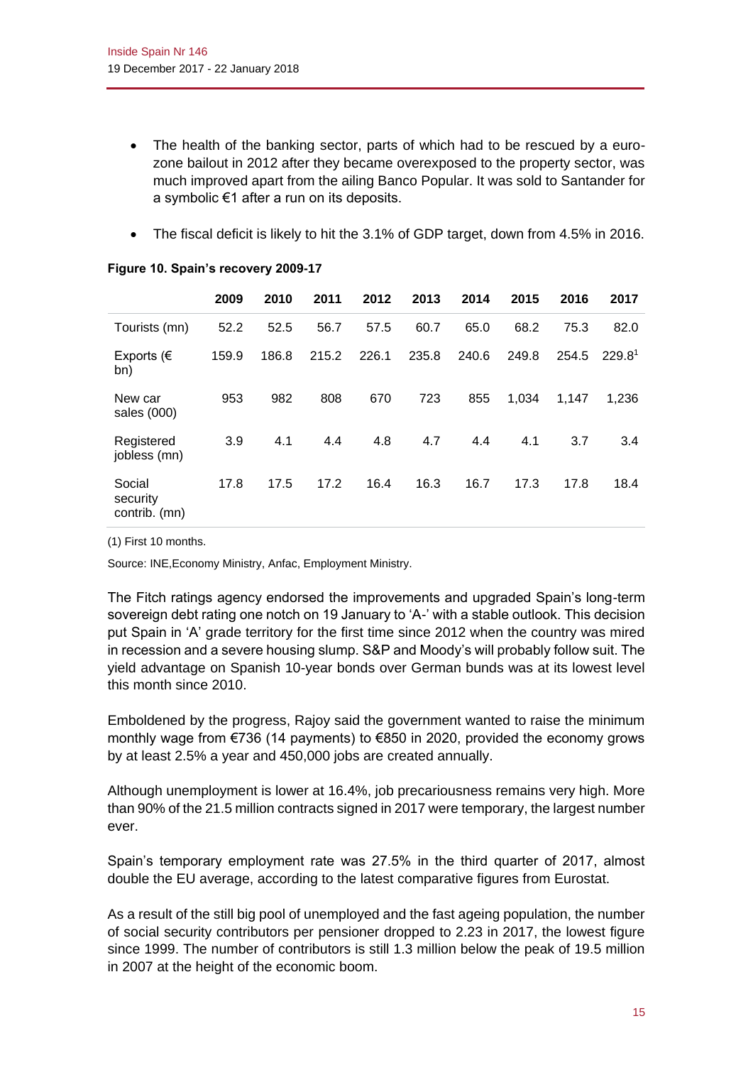- The health of the banking sector, parts of which had to be rescued by a euro-zone bailout in 2012 after they became overexposed to the property sector, was much improved apart from the ailing Banco Popular. It was sold to Santander for a symbolic €1 after a run on its deposits.
- The fiscal deficit is likely to hit the 3.1% of GDP target, down from 4.5% in 2016.

**Figure 10. Spain's recovery 2009-17**

| | 2009 | 2010 | 2011 | 2012 | 2013 | 2014 | 2015 | 2016 | 2017 |
|---|---|---|---|---|---|---|---|---|---|
| Tourists (mn) | 52.2 | 52.5 | 56.7 | 57.5 | 60.7 | 65.0 | 68.2 | 75.3 | 82.0 |
| Exports (€ bn) | 159.9 | 186.8 | 215.2 | 226.1 | 235.8 | 240.6 | 249.8 | 254.5 | 229.8 (1) |
| New car sales (000) | 953 | 982 | 808 | 670 | 723 | 855 | 1,034 | 1,147 | 1,236 |
| Registered jobless (mn) | 3.9 | 4.1 | 4.4 | 4.8 | 4.7 | 4.4 | 4.1 | 3.7 | 3.4 |
| Social security contrib. (mn) | 17.8 | 17.5 | 17.2 | 16.4 | 16.3 | 16.7 | 17.3 | 17.8 | 18.4 |

(1) First 10 months.

Source: INE,Economy Ministry, Anfac, Employment Ministry.

The Fitch ratings agency endorsed the improvements and upgraded Spain's long-term sovereign debt rating one notch on 19 January to 'A-' with a stable outlook. This decision put Spain in 'A' grade territory for the first time since 2012 when the country was mired in recession and a severe housing slump. S&P and Moody's will probably follow suit. The yield advantage on Spanish 10-year bonds over German bunds was at its lowest level this month since 2010.

Emboldened by the progress, Rajoy said the government wanted to raise the minimum monthly wage from €736 (14 payments) to €850 in 2020, provided the economy grows by at least 2.5% a year and 450,000 jobs are created annually.

Although unemployment is lower at 16.4%, job precariousness remains very high. More than 90% of the 21.5 million contracts signed in 2017 were temporary, the largest number ever.

Spain's temporary employment rate was 27.5% in the third quarter of 2017, almost double the EU average, according to the latest comparative figures from Eurostat.

As a result of the still big pool of unemployed and the fast ageing population, the number of social security contributors per pensioner dropped to 2.23 in 2017, the lowest figure since 1999. The number of contributors is still 1.3 million below the peak of 19.5 million in 2007 at the height of the economic boom.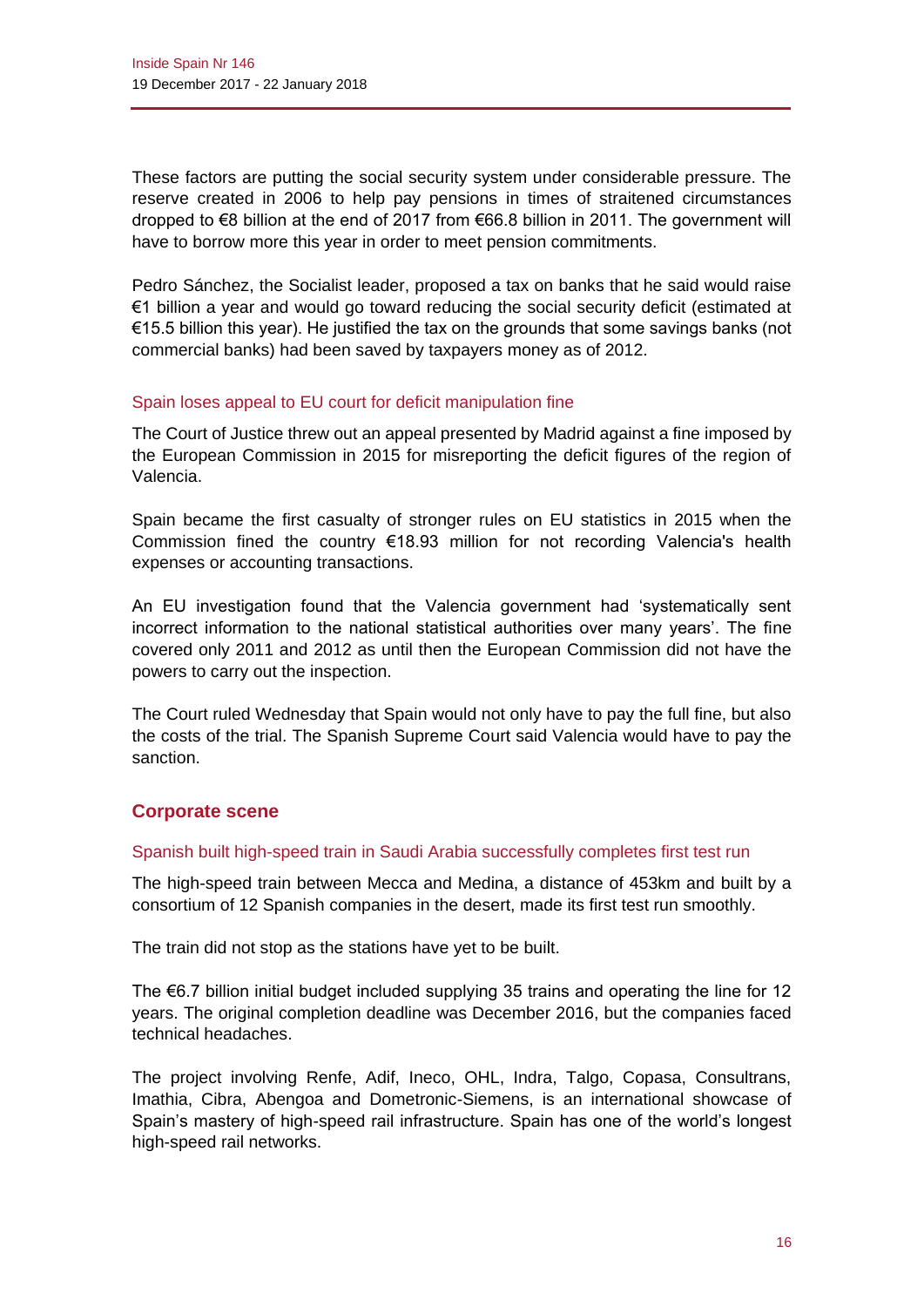These factors are putting the social security system under considerable pressure. The reserve created in 2006 to help pay pensions in times of straitened circumstances dropped to €8 billion at the end of 2017 from €66.8 billion in 2011. The government will have to borrow more this year in order to meet pension commitments.

Pedro Sánchez, the Socialist leader, proposed a tax on banks that he said would raise €1 billion a year and would go toward reducing the social security deficit (estimated at €15.5 billion this year). He justified the tax on the grounds that some savings banks (not commercial banks) had been saved by taxpayers money as of 2012.

### Spain loses appeal to EU court for deficit manipulation fine

The Court of Justice threw out an appeal presented by Madrid against a fine imposed by the European Commission in 2015 for misreporting the deficit figures of the region of Valencia.

Spain became the first casualty of stronger rules on EU statistics in 2015 when the Commission fined the country €18.93 million for not recording Valencia's health expenses or accounting transactions.

An EU investigation found that the Valencia government had 'systematically sent incorrect information to the national statistical authorities over many years'. The fine covered only 2011 and 2012 as until then the European Commission did not have the powers to carry out the inspection.

The Court ruled Wednesday that Spain would not only have to pay the full fine, but also the costs of the trial. The Spanish Supreme Court said Valencia would have to pay the sanction.

## Corporate scene

### Spanish built high-speed train in Saudi Arabia successfully completes first test run

The high-speed train between Mecca and Medina, a distance of 453km and built by a consortium of 12 Spanish companies in the desert, made its first test run smoothly.

The train did not stop as the stations have yet to be built.

The €6.7 billion initial budget included supplying 35 trains and operating the line for 12 years. The original completion deadline was December 2016, but the companies faced technical headaches.

The project involving Renfe, Adif, Ineco, OHL, Indra, Talgo, Copasa, Consultrans, Imathia, Cibra, Abengoa and Dometronic-Siemens, is an international showcase of Spain's mastery of high-speed rail infrastructure. Spain has one of the world's longest high-speed rail networks.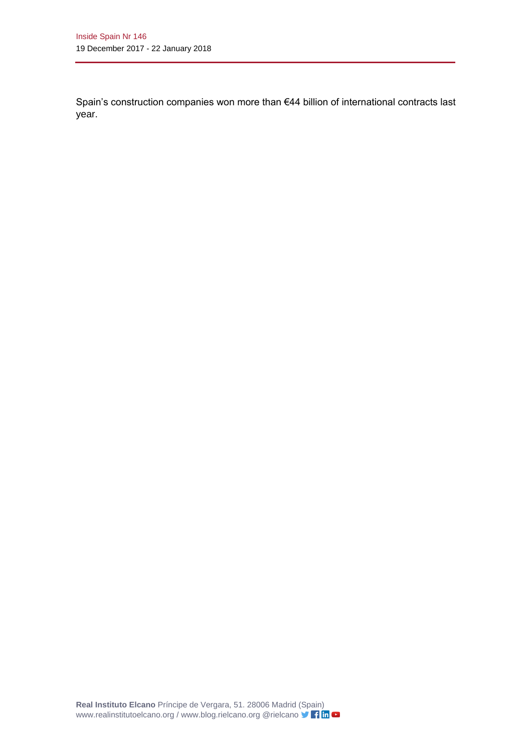Spain's construction companies won more than €44 billion of international contracts last year.